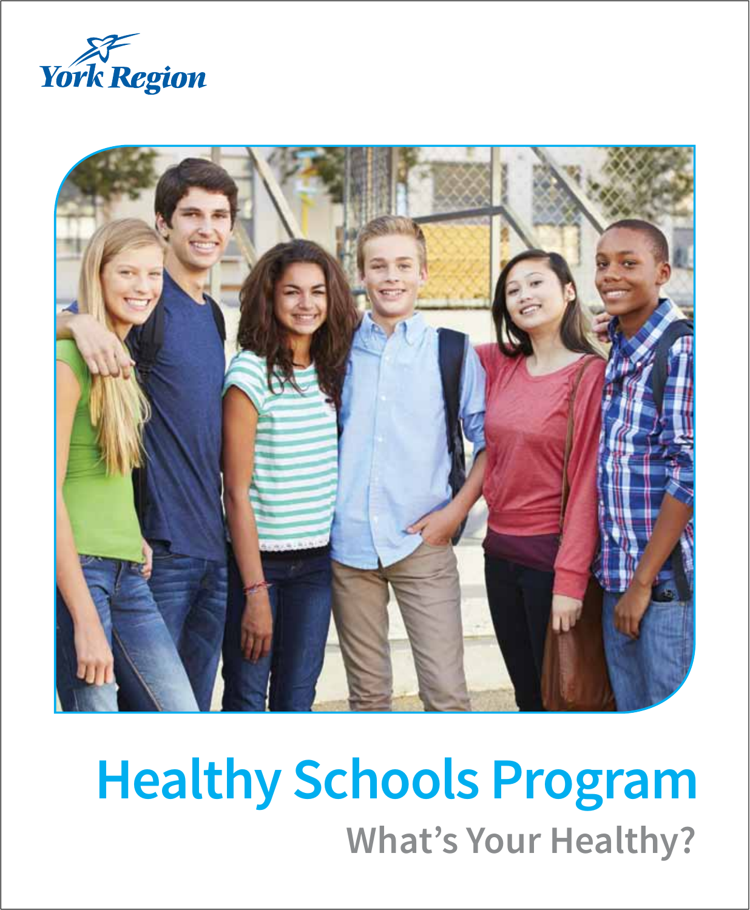York Region

# Healthy Schools Program

## What's Your Healthy?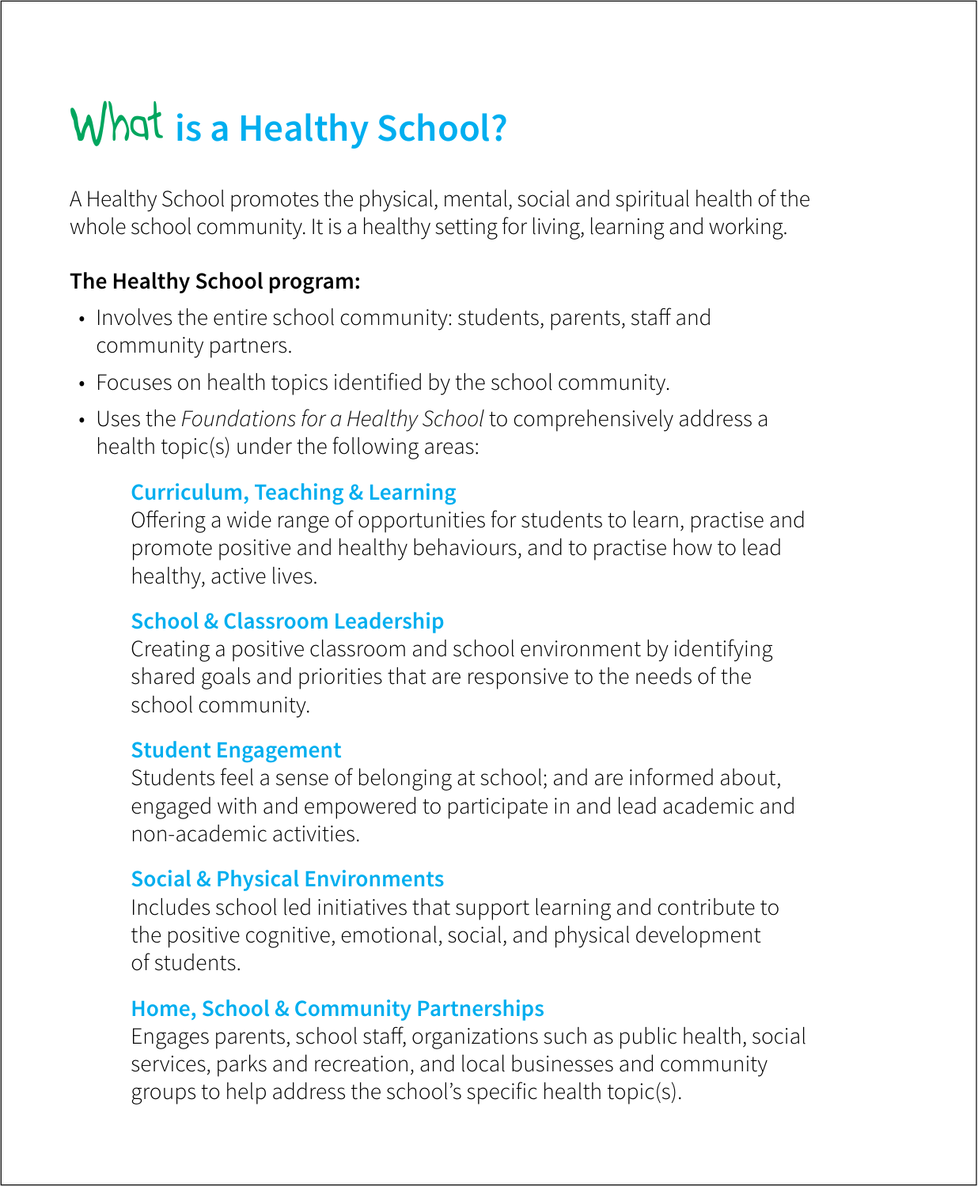# What is a Healthy School?

A Healthy School promotes the physical, mental, social and spiritual health of the whole school community. It is a healthy setting for living, learning and working.

**The Healthy School program:**

- Involves the entire school community: students, parents, staff and community partners.
- Focuses on health topics identified by the school community.
- Uses the *Foundations for a Healthy School* to comprehensively address a health topic(s) under the following areas:

### Curriculum, Teaching & Learning

Offering a wide range of opportunities for students to learn, practise and promote positive and healthy behaviours, and to practise how to lead healthy, active lives.

### School & Classroom Leadership

Creating a positive classroom and school environment by identifying shared goals and priorities that are responsive to the needs of the school community.

### Student Engagement

Students feel a sense of belonging at school; and are informed about, engaged with and empowered to participate in and lead academic and non-academic activities.

### Social & Physical Environments

Includes school led initiatives that support learning and contribute to the positive cognitive, emotional, social, and physical development of students.

### Home, School & Community Partnerships

Engages parents, school staff, organizations such as public health, social services, parks and recreation, and local businesses and community groups to help address the school's specific health topic(s).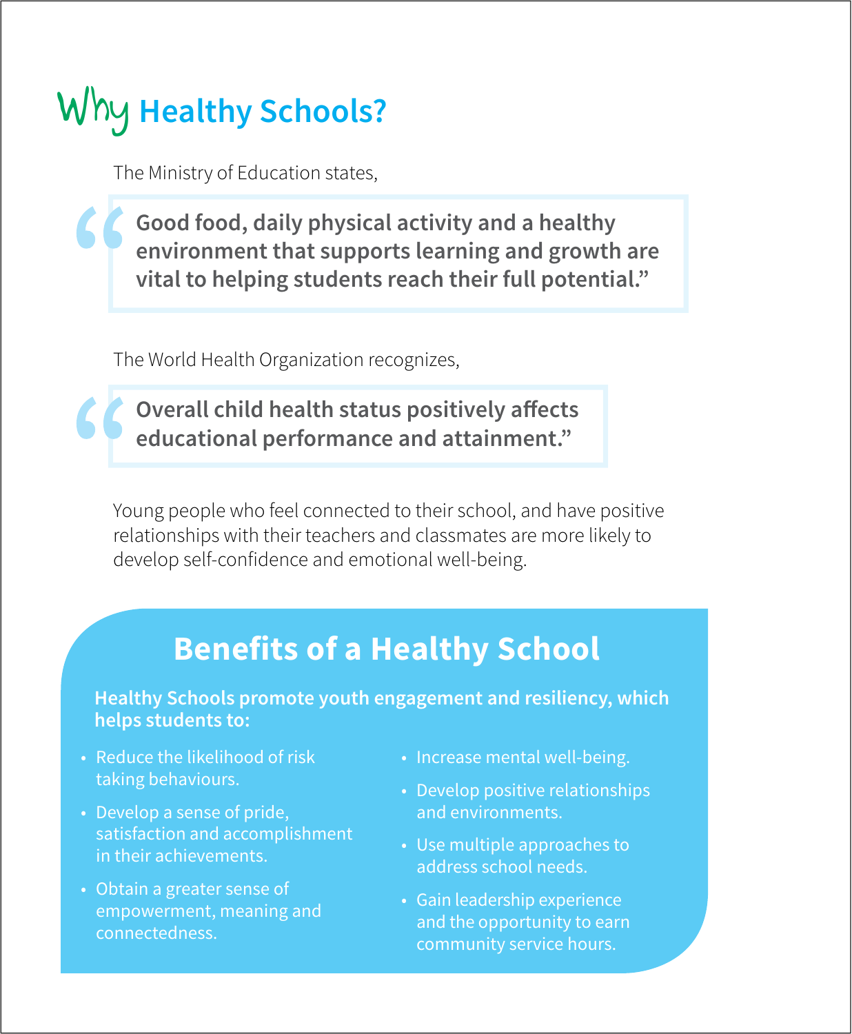# Why Healthy Schools?

The Ministry of Education states,

> **"Good food, daily physical activity and a healthy environment that supports learning and growth are vital to helping students reach their full potential."**

The World Health Organization recognizes,

> **"Overall child health status positively affects educational performance and attainment."**

Young people who feel connected to their school, and have positive relationships with their teachers and classmates are more likely to develop self-confidence and emotional well-being.

## Benefits of a Healthy School

**Healthy Schools promote youth engagement and resiliency, which helps students to:**

- Reduce the likelihood of risk taking behaviours.
- Develop a sense of pride, satisfaction and accomplishment in their achievements.
- Obtain a greater sense of empowerment, meaning and connectedness.
- Increase mental well-being.
- Develop positive relationships and environments.
- Use multiple approaches to address school needs.
- Gain leadership experience and the opportunity to earn community service hours.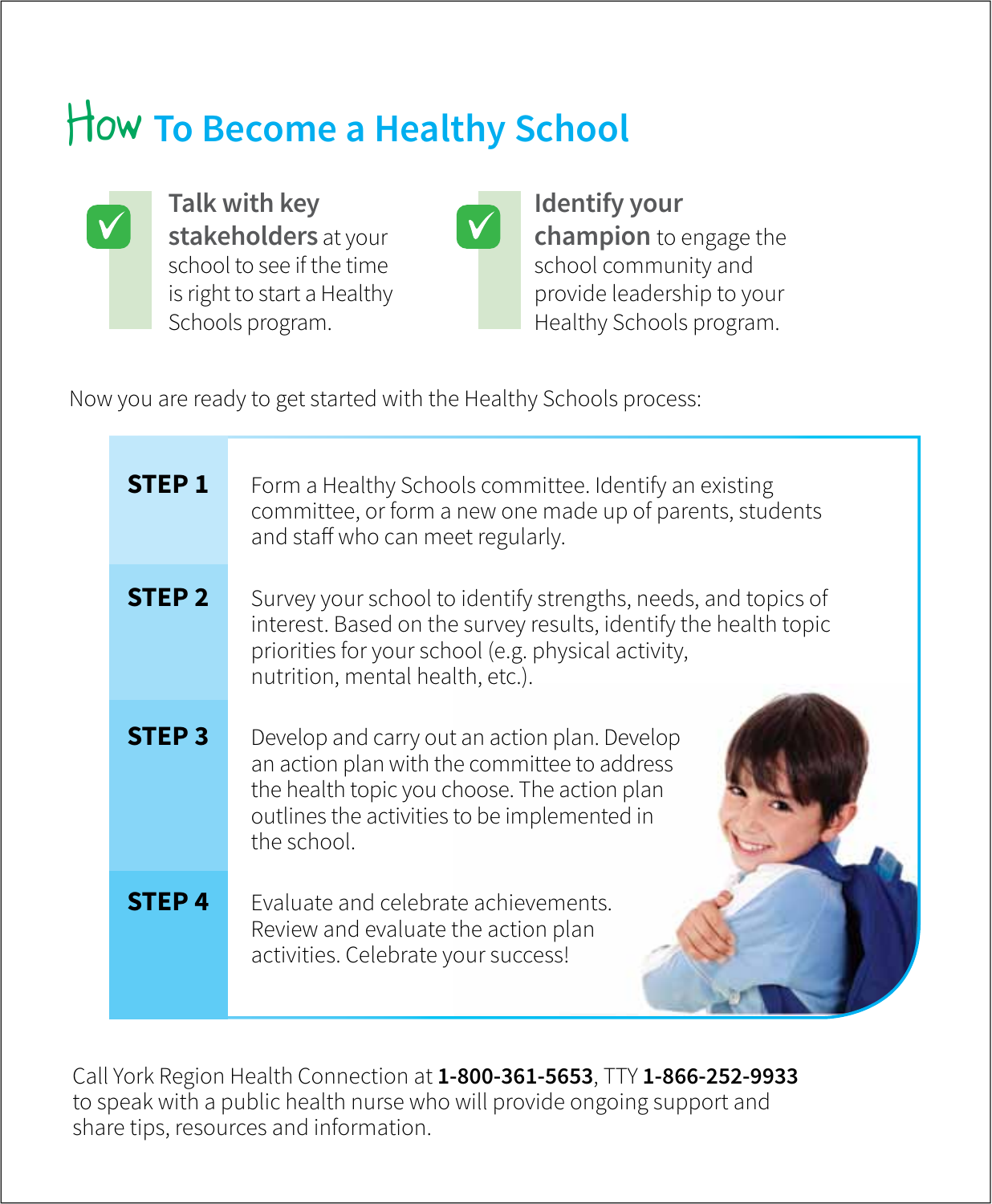# How To Become a Healthy School

**Talk with key stakeholders** at your school to see if the time is right to start a Healthy Schools program.

**Identify your champion** to engage the school community and provide leadership to your Healthy Schools program.

Now you are ready to get started with the Healthy Schools process:

| | |
|---|---|
| **STEP 1** | Form a Healthy Schools committee. Identify an existing committee, or form a new one made up of parents, students and staff who can meet regularly. |
| **STEP 2** | Survey your school to identify strengths, needs, and topics of interest. Based on the survey results, identify the health topic priorities for your school (e.g. physical activity, nutrition, mental health, etc.). |
| **STEP 3** | Develop and carry out an action plan. Develop an action plan with the committee to address the health topic you choose. The action plan outlines the activities to be implemented in the school. |
| **STEP 4** | Evaluate and celebrate achievements. Review and evaluate the action plan activities. Celebrate your success! |

Call York Region Health Connection at **1-800-361-5653**, TTY **1-866-252-9933** to speak with a public health nurse who will provide ongoing support and share tips, resources and information.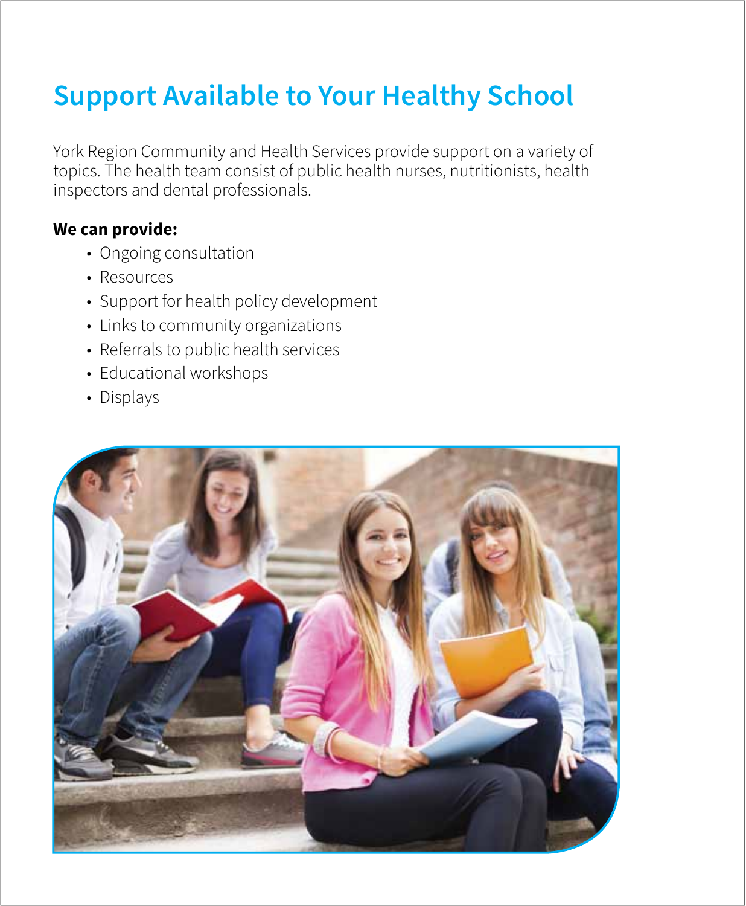# Support Available to Your Healthy School

York Region Community and Health Services provide support on a variety of topics. The health team consist of public health nurses, nutritionists, health inspectors and dental professionals.

**We can provide:**

- Ongoing consultation
- Resources
- Support for health policy development
- Links to community organizations
- Referrals to public health services
- Educational workshops
- Displays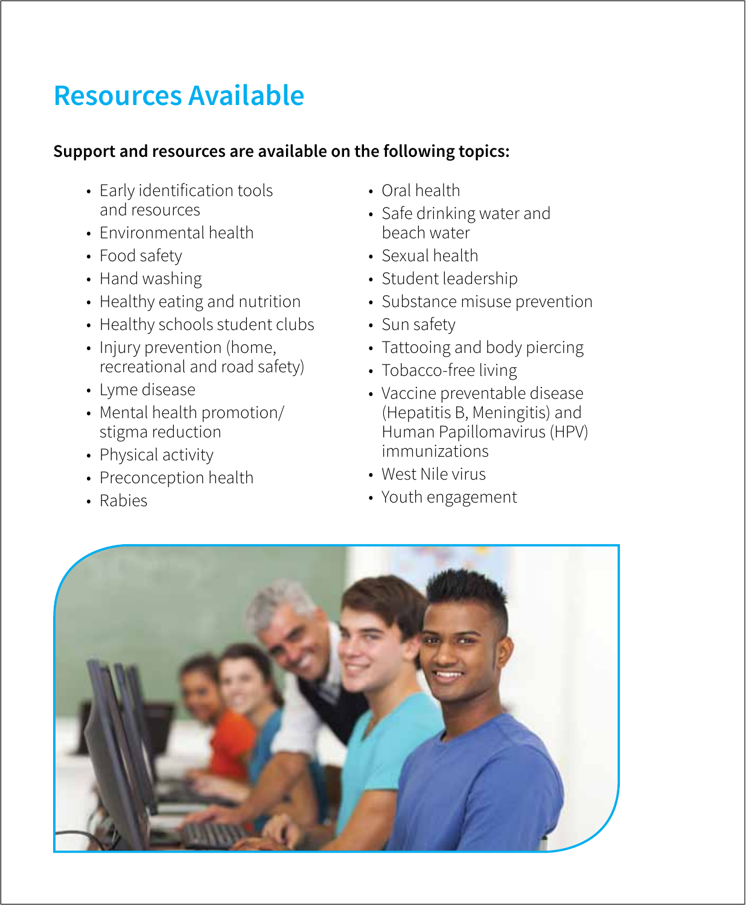# Resources Available

**Support and resources are available on the following topics:**

- Early identification tools and resources
- Environmental health
- Food safety
- Hand washing
- Healthy eating and nutrition
- Healthy schools student clubs
- Injury prevention (home, recreational and road safety)
- Lyme disease
- Mental health promotion/ stigma reduction
- Physical activity
- Preconception health
- Rabies
- Oral health
- Safe drinking water and beach water
- Sexual health
- Student leadership
- Substance misuse prevention
- Sun safety
- Tattooing and body piercing
- Tobacco-free living
- Vaccine preventable disease (Hepatitis B, Meningitis) and Human Papillomavirus (HPV) immunizations
- West Nile virus
- Youth engagement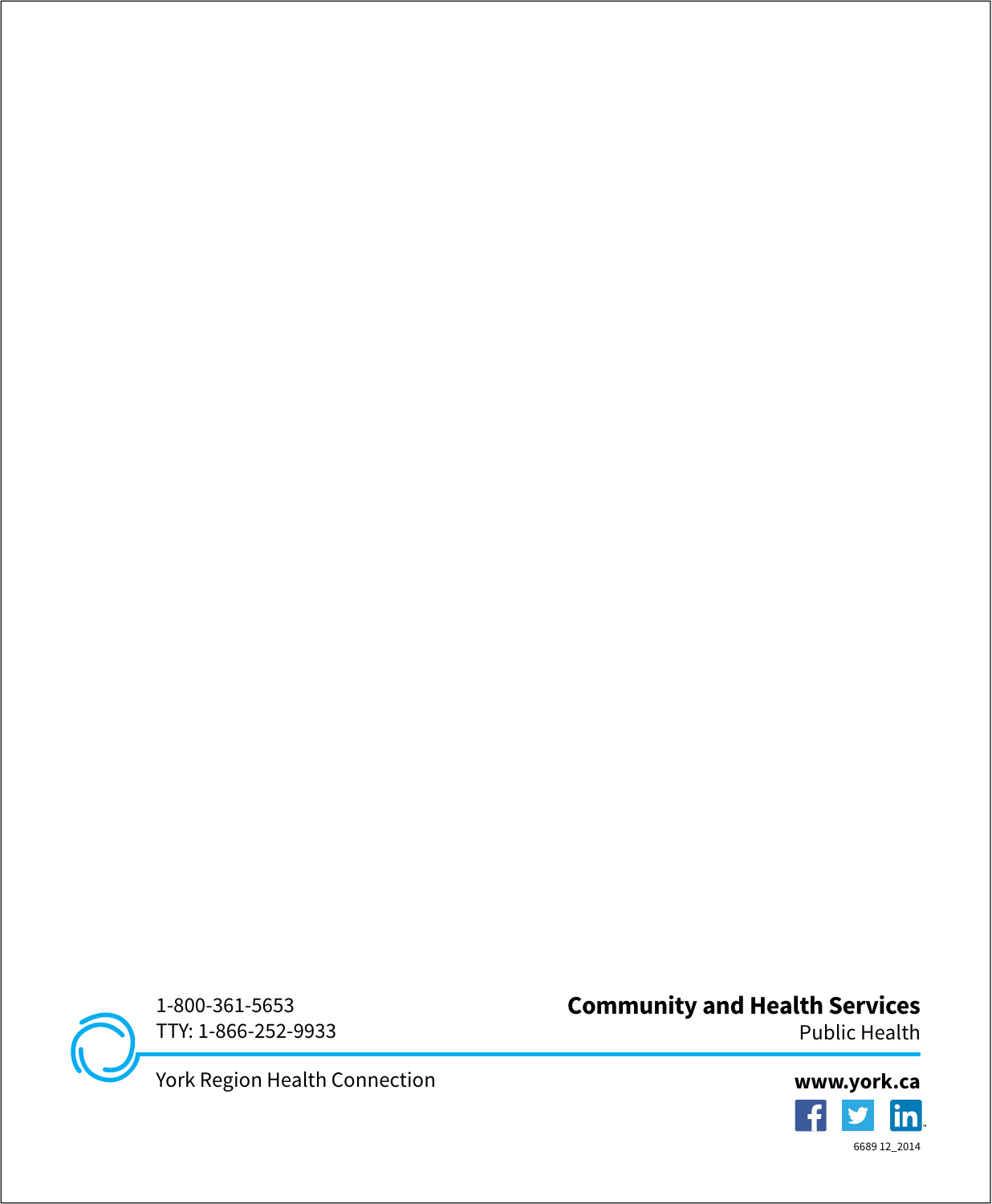1-800-361-5653
TTY: 1-866-252-9933

York Region Health Connection

**Community and Health Services**
Public Health

**www.york.ca**

6689 12_2014